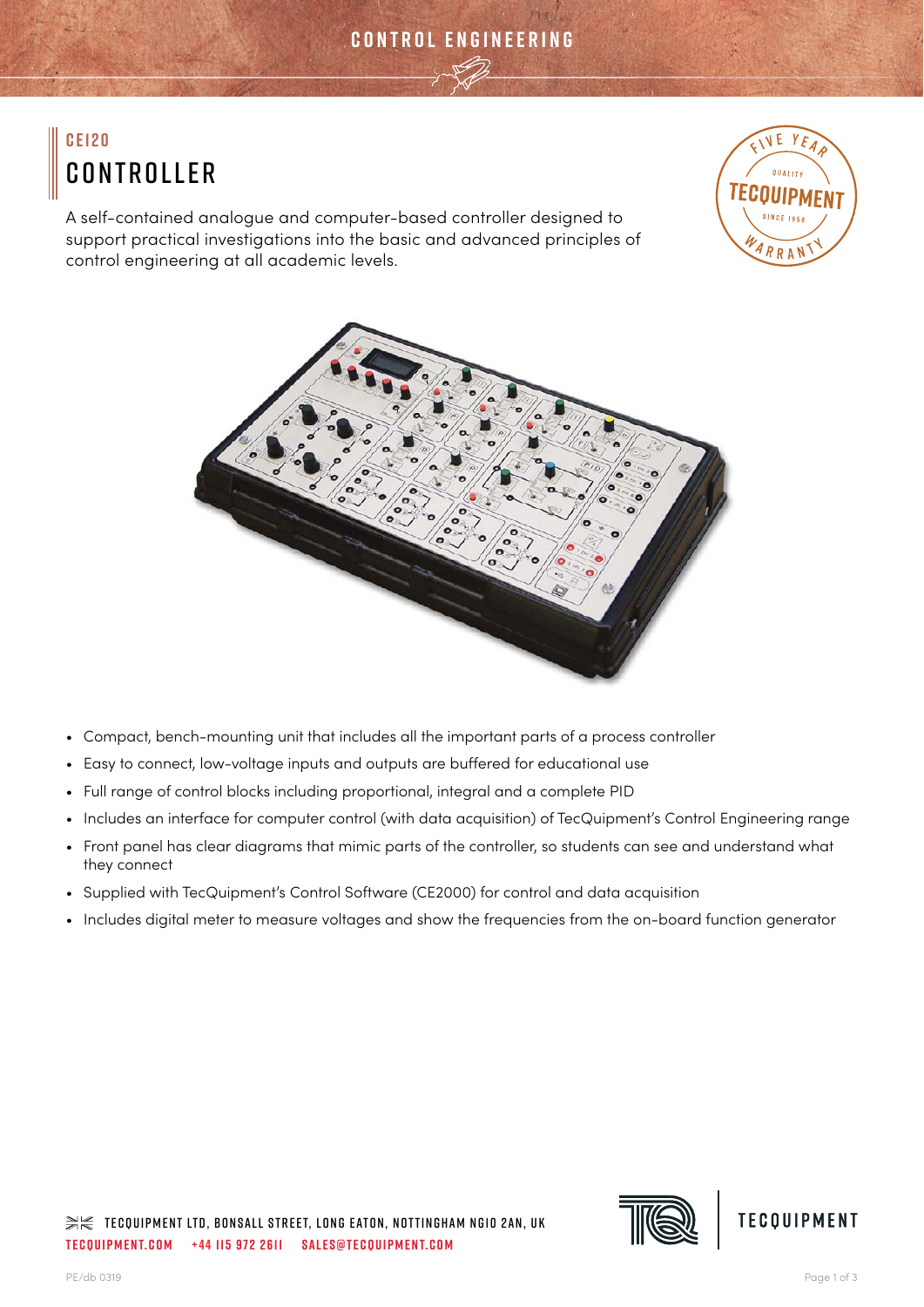CONTROL ENGINEERING

# CE120

# CONTROLLER

A self-contained analogue and computer-based controller designed to support practical investigations into the basic and advanced principles of control engineering at all academic levels.

- Compact, bench-mounting unit that includes all the important parts of a process controller
- Easy to connect, low-voltage inputs and outputs are buffered for educational use
- Full range of control blocks including proportional, integral and a complete PID
- Includes an interface for computer control (with data acquisition) of TecQuipment's Control Engineering range
- Front panel has clear diagrams that mimic parts of the controller, so students can see and understand what they connect
- Supplied with TecQuipment's Control Software (CE2000) for control and data acquisition
- Includes digital meter to measure voltages and show the frequencies from the on-board function generator

TECQUIPMENT LTD, BONSALL STREET, LONG EATON, NOTTINGHAM NG10 2AN, UK
TECQUIPMENT.COM +44 115 972 2611 SALES@TECQUIPMENT.COM

PE/db 0319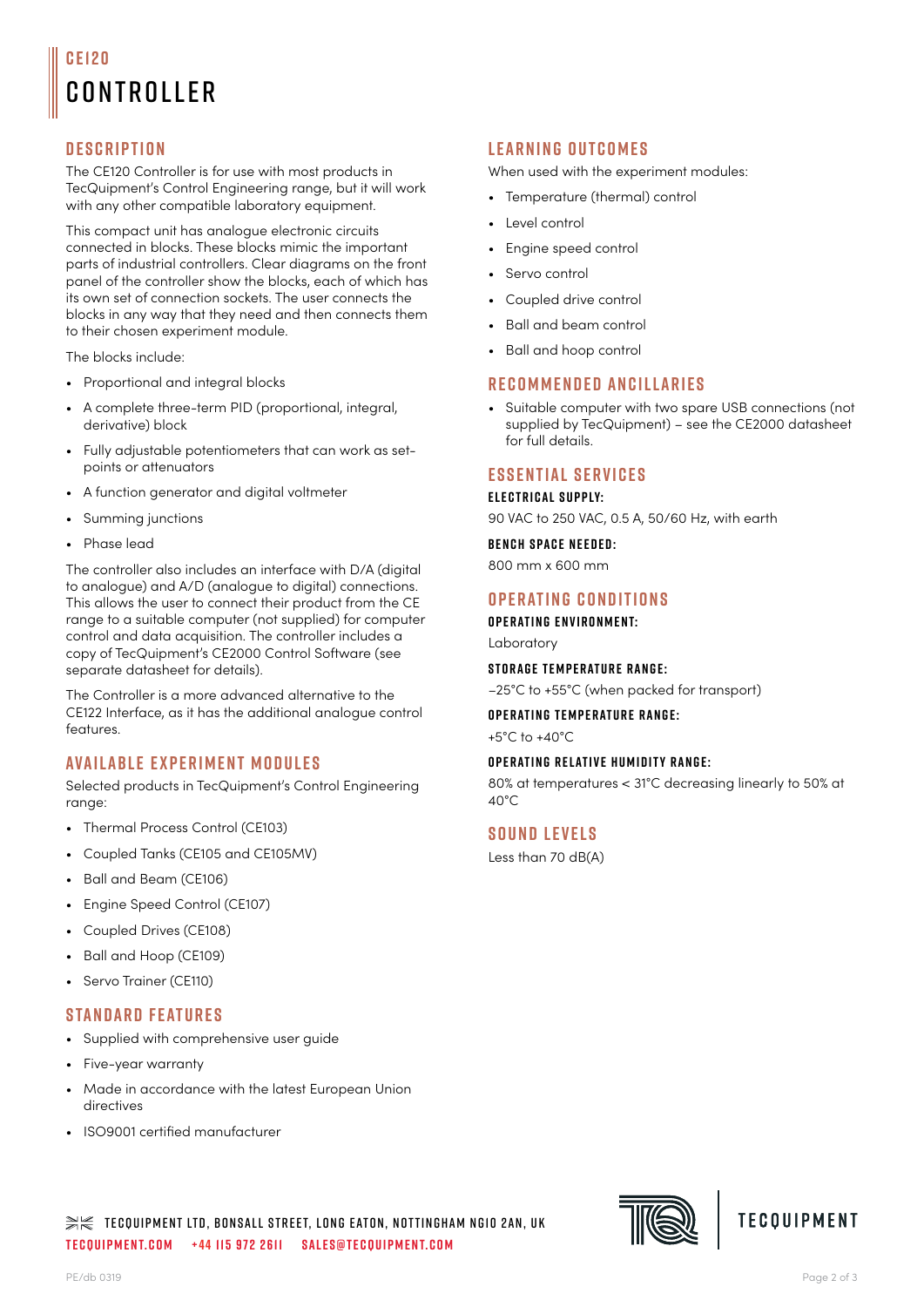# CE120
# CONTROLLER

## DESCRIPTION

The CE120 Controller is for use with most products in TecQuipment's Control Engineering range, but it will work with any other compatible laboratory equipment.

This compact unit has analogue electronic circuits connected in blocks. These blocks mimic the important parts of industrial controllers. Clear diagrams on the front panel of the controller show the blocks, each of which has its own set of connection sockets. The user connects the blocks in any way that they need and then connects them to their chosen experiment module.

The blocks include:

- Proportional and integral blocks
- A complete three-term PID (proportional, integral, derivative) block
- Fully adjustable potentiometers that can work as set-points or attenuators
- A function generator and digital voltmeter
- Summing junctions
- Phase lead

The controller also includes an interface with D/A (digital to analogue) and A/D (analogue to digital) connections. This allows the user to connect their product from the CE range to a suitable computer (not supplied) for computer control and data acquisition. The controller includes a copy of TecQuipment's CE2000 Control Software (see separate datasheet for details).

The Controller is a more advanced alternative to the CE122 Interface, as it has the additional analogue control features.

## AVAILABLE EXPERIMENT MODULES

Selected products in TecQuipment's Control Engineering range:

- Thermal Process Control (CE103)
- Coupled Tanks (CE105 and CE105MV)
- Ball and Beam (CE106)
- Engine Speed Control (CE107)
- Coupled Drives (CE108)
- Ball and Hoop (CE109)
- Servo Trainer (CE110)

## STANDARD FEATURES

- Supplied with comprehensive user guide
- Five-year warranty
- Made in accordance with the latest European Union directives
- ISO9001 certified manufacturer

## LEARNING OUTCOMES

When used with the experiment modules:

- Temperature (thermal) control
- Level control
- Engine speed control
- Servo control
- Coupled drive control
- Ball and beam control
- Ball and hoop control

## RECOMMENDED ANCILLARIES

- Suitable computer with two spare USB connections (not supplied by TecQuipment) – see the CE2000 datasheet for full details.

## ESSENTIAL SERVICES

**ELECTRICAL SUPPLY:**

90 VAC to 250 VAC, 0.5 A, 50/60 Hz, with earth

**BENCH SPACE NEEDED:**

800 mm x 600 mm

## OPERATING CONDITIONS

**OPERATING ENVIRONMENT:**

Laboratory

**STORAGE TEMPERATURE RANGE:**

–25°C to +55°C (when packed for transport)

**OPERATING TEMPERATURE RANGE:**

+5°C to +40°C

**OPERATING RELATIVE HUMIDITY RANGE:**

80% at temperatures < 31°C decreasing linearly to 50% at 40°C

## SOUND LEVELS

Less than 70 dB(A)

TECQUIPMENT LTD, BONSALL STREET, LONG EATON, NOTTINGHAM NG10 2AN, UK
TECQUIPMENT.COM +44 115 972 2611 SALES@TECQUIPMENT.COM

TECQUIPMENT

PE/db 0319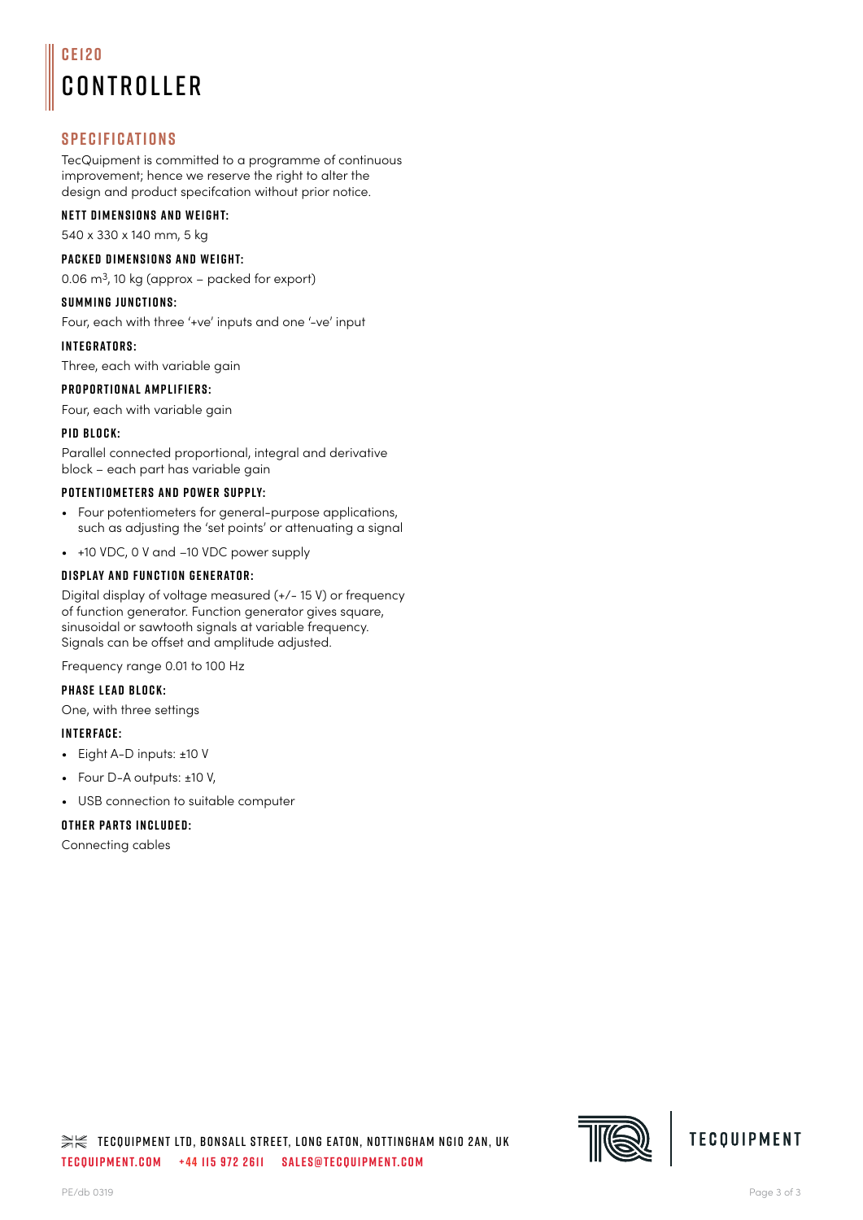# CE120

# CONTROLLER

## SPECIFICATIONS

TecQuipment is committed to a programme of continuous improvement; hence we reserve the right to alter the design and product specifcation without prior notice.

### NETT DIMENSIONS AND WEIGHT:

540 x 330 x 140 mm, 5 kg

### PACKED DIMENSIONS AND WEIGHT:

0.06 m$^3$, 10 kg (approx – packed for export)

### SUMMING JUNCTIONS:

Four, each with three '+ve' inputs and one '-ve' input

### INTEGRATORS:

Three, each with variable gain

### PROPORTIONAL AMPLIFIERS:

Four, each with variable gain

### PID BLOCK:

Parallel connected proportional, integral and derivative block – each part has variable gain

### POTENTIOMETERS AND POWER SUPPLY:

- Four potentiometers for general-purpose applications, such as adjusting the 'set points' or attenuating a signal
- +10 VDC, 0 V and –10 VDC power supply

### DISPLAY AND FUNCTION GENERATOR:

Digital display of voltage measured (+/- 15 V) or frequency of function generator. Function generator gives square, sinusoidal or sawtooth signals at variable frequency. Signals can be offset and amplitude adjusted.

Frequency range 0.01 to 100 Hz

### PHASE LEAD BLOCK:

One, with three settings

### INTERFACE:

- Eight A-D inputs: ±10 V
- Four D-A outputs: ±10 V,
- USB connection to suitable computer

### OTHER PARTS INCLUDED:

Connecting cables

TECQUIPMENT LTD, BONSALL STREET, LONG EATON, NOTTINGHAM NG10 2AN, UK
TECQUIPMENT.COM +44 115 972 2611 SALES@TECQUIPMENT.COM

TECQUIPMENT

PE/db 0319